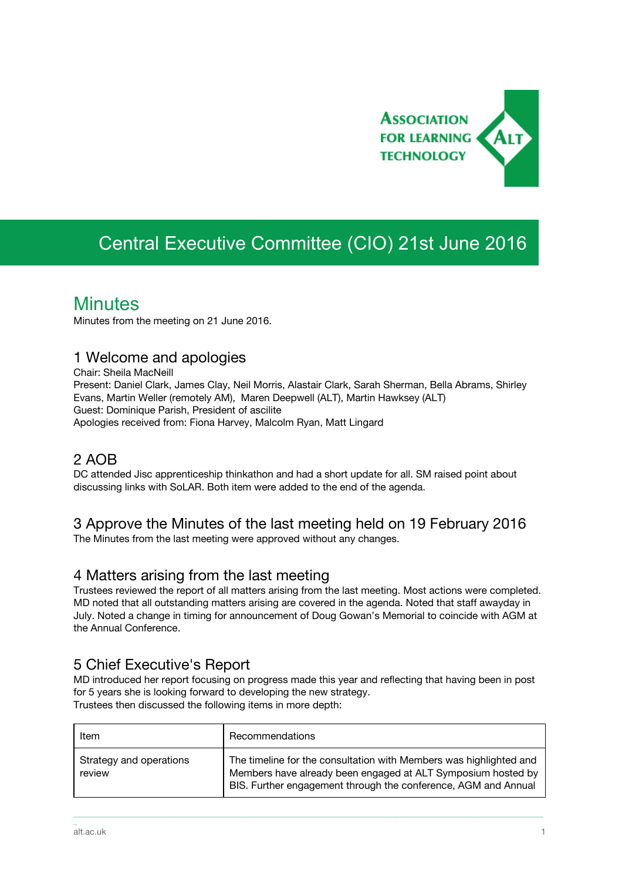# Central Executive Committee (CIO) 21st June 2016

## Minutes

Minutes from the meeting on 21 June 2016.

### 1 Welcome and apologies

Chair: Sheila MacNeill
Present: Daniel Clark, James Clay, Neil Morris, Alastair Clark, Sarah Sherman, Bella Abrams, Shirley Evans, Martin Weller (remotely AM), Maren Deepwell (ALT), Martin Hawksey (ALT)
Guest: Dominique Parish, President of ascilite
Apologies received from: Fiona Harvey, Malcolm Ryan, Matt Lingard

### 2 AOB

DC attended Jisc apprenticeship thinkathon and had a short update for all. SM raised point about discussing links with SoLAR. Both item were added to the end of the agenda.

### 3 Approve the Minutes of the last meeting held on 19 February 2016

The Minutes from the last meeting were approved without any changes.

### 4 Matters arising from the last meeting

Trustees reviewed the report of all matters arising from the last meeting. Most actions were completed. MD noted that all outstanding matters arising are covered in the agenda. Noted that staff awayday in July. Noted a change in timing for announcement of Doug Gowan's Memorial to coincide with AGM at the Annual Conference.

### 5 Chief Executive's Report

MD introduced her report focusing on progress made this year and reflecting that having been in post for 5 years she is looking forward to developing the new strategy.
Trustees then discussed the following items in more depth:

| Item | Recommendations |
| --- | --- |
| Strategy and operations review | The timeline for the consultation with Members was highlighted and Members have already been engaged at ALT Symposium hosted by BIS. Further engagement through the conference, AGM and Annual |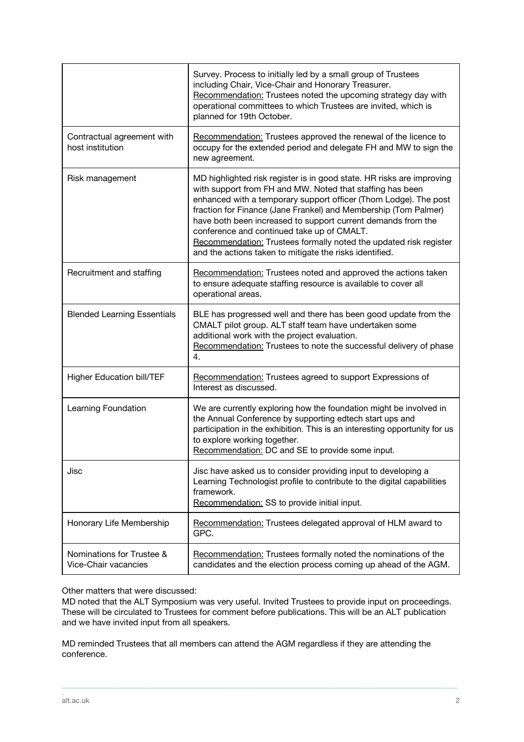| | |
|---|---|
| | Survey. Process to initially led by a small group of Trustees including Chair, Vice-Chair and Honorary Treasurer. <u>Recommendation:</u> Trustees noted the upcoming strategy day with operational committees to which Trustees are invited, which is planned for 19th October. |
| Contractual agreement with host institution | <u>Recommendation:</u> Trustees approved the renewal of the licence to occupy for the extended period and delegate FH and MW to sign the new agreement. |
| Risk management | MD highlighted risk register is in good state. HR risks are improving with support from FH and MW. Noted that staffing has been enhanced with a temporary support officer (Thom Lodge). The post fraction for Finance (Jane Frankel) and Membership (Tom Palmer) have both been increased to support current demands from the conference and continued take up of CMALT. <u>Recommendation:</u> Trustees formally noted the updated risk register and the actions taken to mitigate the risks identified. |
| Recruitment and staffing | <u>Recommendation:</u> Trustees noted and approved the actions taken to ensure adequate staffing resource is available to cover all operational areas. |
| Blended Learning Essentials | BLE has progressed well and there has been good update from the CMALT pilot group. ALT staff team have undertaken some additional work with the project evaluation. <u>Recommendation:</u> Trustees to note the successful delivery of phase 4. |
| Higher Education bill/TEF | <u>Recommendation:</u> Trustees agreed to support Expressions of Interest as discussed. |
| Learning Foundation | We are currently exploring how the foundation might be involved in the Annual Conference by supporting edtech start ups and participation in the exhibition. This is an interesting opportunity for us to explore working together. <u>Recommendation:</u> DC and SE to provide some input. |
| Jisc | Jisc have asked us to consider providing input to developing a Learning Technologist profile to contribute to the digital capabilities framework. <u>Recommendation:</u> SS to provide initial input. |
| Honorary Life Membership | <u>Recommendation:</u> Trustees delegated approval of HLM award to GPC. |
| Nominations for Trustee & Vice-Chair vacancies | <u>Recommendation:</u> Trustees formally noted the nominations of the candidates and the election process coming up ahead of the AGM. |

Other matters that were discussed:
MD noted that the ALT Symposium was very useful. Invited Trustees to provide input on proceedings. These will be circulated to Trustees for comment before publications. This will be an ALT publication and we have invited input from all speakers.

MD reminded Trustees that all members can attend the AGM regardless if they are attending the conference.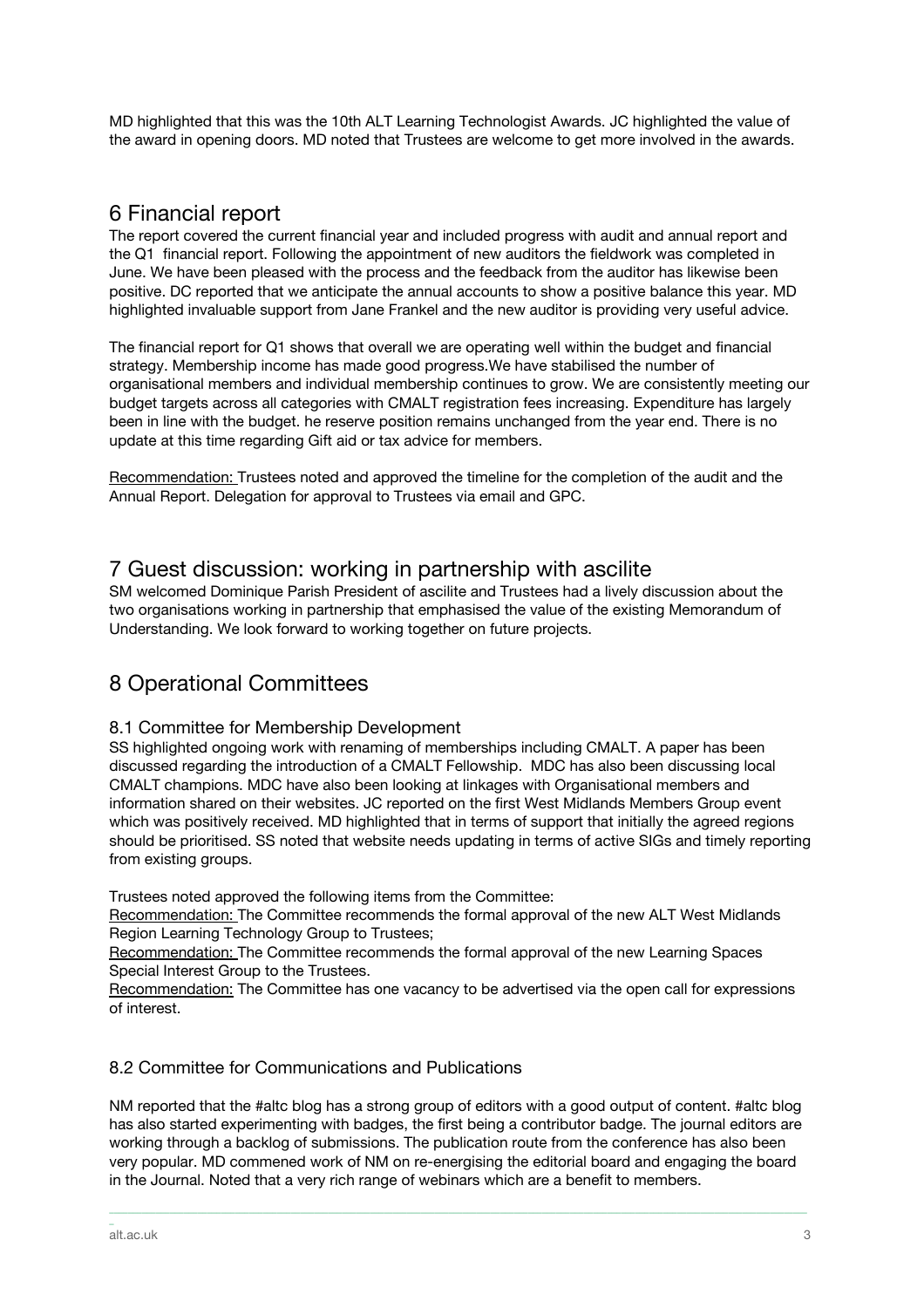MD highlighted that this was the 10th ALT Learning Technologist Awards. JC highlighted the value of the award in opening doors. MD noted that Trustees are welcome to get more involved in the awards.

## 6 Financial report

The report covered the current financial year and included progress with audit and annual report and the Q1 financial report. Following the appointment of new auditors the fieldwork was completed in June. We have been pleased with the process and the feedback from the auditor has likewise been positive. DC reported that we anticipate the annual accounts to show a positive balance this year. MD highlighted invaluable support from Jane Frankel and the new auditor is providing very useful advice.

The financial report for Q1 shows that overall we are operating well within the budget and financial strategy. Membership income has made good progress.We have stabilised the number of organisational members and individual membership continues to grow. We are consistently meeting our budget targets across all categories with CMALT registration fees increasing. Expenditure has largely been in line with the budget. he reserve position remains unchanged from the year end. There is no update at this time regarding Gift aid or tax advice for members.

Recommendation: Trustees noted and approved the timeline for the completion of the audit and the Annual Report. Delegation for approval to Trustees via email and GPC.

## 7 Guest discussion: working in partnership with ascilite

SM welcomed Dominique Parish President of ascilite and Trustees had a lively discussion about the two organisations working in partnership that emphasised the value of the existing Memorandum of Understanding. We look forward to working together on future projects.

## 8 Operational Committees

### 8.1 Committee for Membership Development

SS highlighted ongoing work with renaming of memberships including CMALT. A paper has been discussed regarding the introduction of a CMALT Fellowship. MDC has also been discussing local CMALT champions. MDC have also been looking at linkages with Organisational members and information shared on their websites. JC reported on the first West Midlands Members Group event which was positively received. MD highlighted that in terms of support that initially the agreed regions should be prioritised. SS noted that website needs updating in terms of active SIGs and timely reporting from existing groups.

Trustees noted approved the following items from the Committee:
Recommendation: The Committee recommends the formal approval of the new ALT West Midlands Region Learning Technology Group to Trustees;
Recommendation: The Committee recommends the formal approval of the new Learning Spaces Special Interest Group to the Trustees.
Recommendation: The Committee has one vacancy to be advertised via the open call for expressions of interest.

### 8.2 Committee for Communications and Publications

NM reported that the #altc blog has a strong group of editors with a good output of content. #altc blog has also started experimenting with badges, the first being a contributor badge. The journal editors are working through a backlog of submissions. The publication route from the conference has also been very popular. MD commened work of NM on re-energising the editorial board and engaging the board in the Journal. Noted that a very rich range of webinars which are a benefit to members.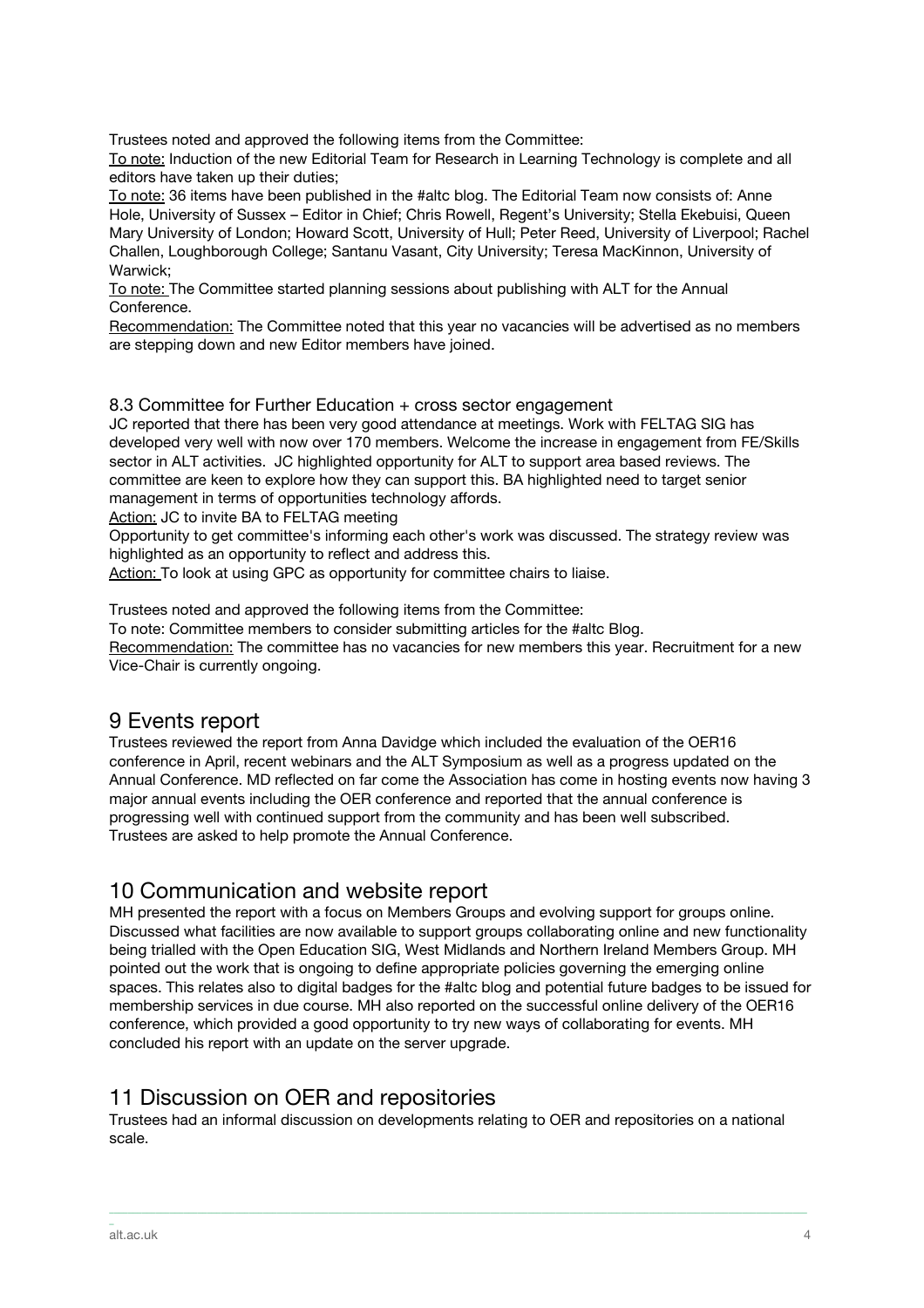Trustees noted and approved the following items from the Committee:

To note: Induction of the new Editorial Team for Research in Learning Technology is complete and all editors have taken up their duties;

To note: 36 items have been published in the #altc blog. The Editorial Team now consists of: Anne Hole, University of Sussex – Editor in Chief; Chris Rowell, Regent's University; Stella Ekebuisi, Queen Mary University of London; Howard Scott, University of Hull; Peter Reed, University of Liverpool; Rachel Challen, Loughborough College; Santanu Vasant, City University; Teresa MacKinnon, University of Warwick;

To note: The Committee started planning sessions about publishing with ALT for the Annual Conference.

Recommendation: The Committee noted that this year no vacancies will be advertised as no members are stepping down and new Editor members have joined.

### 8.3 Committee for Further Education + cross sector engagement

JC reported that there has been very good attendance at meetings. Work with FELTAG SIG has developed very well with now over 170 members. Welcome the increase in engagement from FE/Skills sector in ALT activities. JC highlighted opportunity for ALT to support area based reviews. The committee are keen to explore how they can support this. BA highlighted need to target senior management in terms of opportunities technology affords.

Action: JC to invite BA to FELTAG meeting

Opportunity to get committee's informing each other's work was discussed. The strategy review was highlighted as an opportunity to reflect and address this.

Action: To look at using GPC as opportunity for committee chairs to liaise.

Trustees noted and approved the following items from the Committee:

To note: Committee members to consider submitting articles for the #altc Blog.

Recommendation: The committee has no vacancies for new members this year. Recruitment for a new Vice-Chair is currently ongoing.

## 9 Events report

Trustees reviewed the report from Anna Davidge which included the evaluation of the OER16 conference in April, recent webinars and the ALT Symposium as well as a progress updated on the Annual Conference. MD reflected on far come the Association has come in hosting events now having 3 major annual events including the OER conference and reported that the annual conference is progressing well with continued support from the community and has been well subscribed. Trustees are asked to help promote the Annual Conference.

## 10 Communication and website report

MH presented the report with a focus on Members Groups and evolving support for groups online. Discussed what facilities are now available to support groups collaborating online and new functionality being trialled with the Open Education SIG, West Midlands and Northern Ireland Members Group. MH pointed out the work that is ongoing to define appropriate policies governing the emerging online spaces. This relates also to digital badges for the #altc blog and potential future badges to be issued for membership services in due course. MH also reported on the successful online delivery of the OER16 conference, which provided a good opportunity to try new ways of collaborating for events. MH concluded his report with an update on the server upgrade.

## 11 Discussion on OER and repositories

Trustees had an informal discussion on developments relating to OER and repositories on a national scale.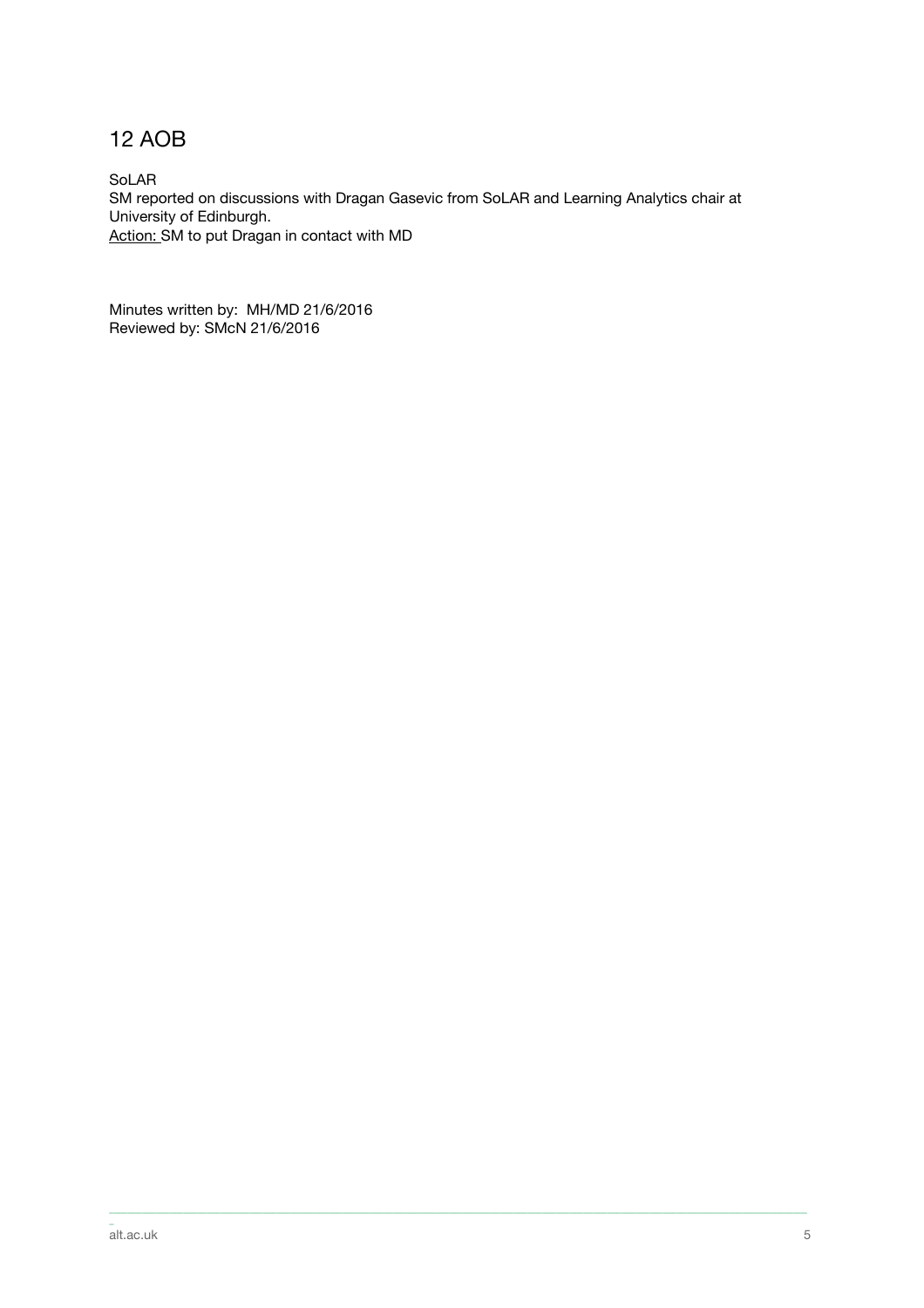## 12 AOB

SoLAR

SM reported on discussions with Dragan Gasevic from SoLAR and Learning Analytics chair at University of Edinburgh.

Action: SM to put Dragan in contact with MD

Minutes written by: MH/MD 21/6/2016

Reviewed by: SMcN 21/6/2016